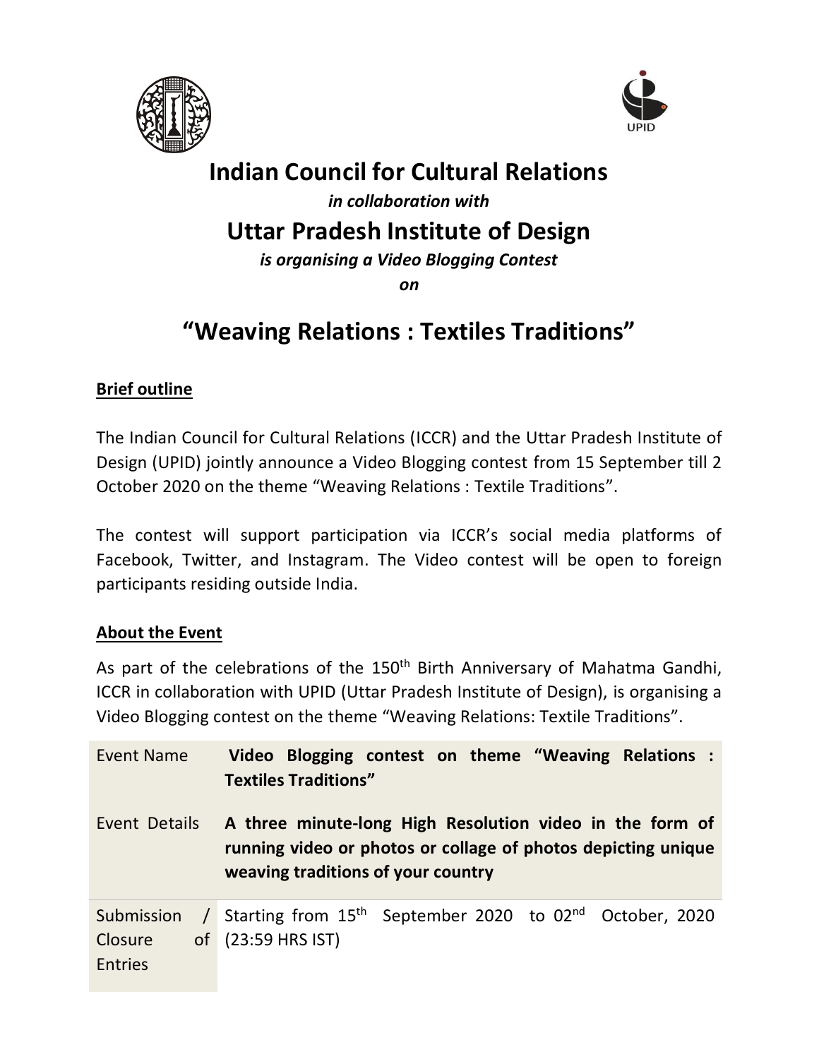# Indian Council for Cultural Relations

***in collaboration with***

# Uttar Pradesh Institute of Design

***is organising a Video Blogging Contest***

***on***

# "Weaving Relations : Textiles Traditions"

## Brief outline

The Indian Council for Cultural Relations (ICCR) and the Uttar Pradesh Institute of Design (UPID) jointly announce a Video Blogging contest from 15 September till 2 October 2020 on the theme "Weaving Relations : Textile Traditions".

The contest will support participation via ICCR's social media platforms of Facebook, Twitter, and Instagram. The Video contest will be open to foreign participants residing outside India.

## About the Event

As part of the celebrations of the 150th Birth Anniversary of Mahatma Gandhi, ICCR in collaboration with UPID (Uttar Pradesh Institute of Design), is organising a Video Blogging contest on the theme "Weaving Relations: Textile Traditions".

| | |
|---|---|
| Event Name | **Video Blogging contest on theme "Weaving Relations : Textiles Traditions"** |
| Event Details | **A three minute-long High Resolution video in the form of running video or photos or collage of photos depicting unique weaving traditions of your country** |
| Submission / Closure of Entries | Starting from 15th September 2020 to 02nd October, 2020 (23:59 HRS IST) |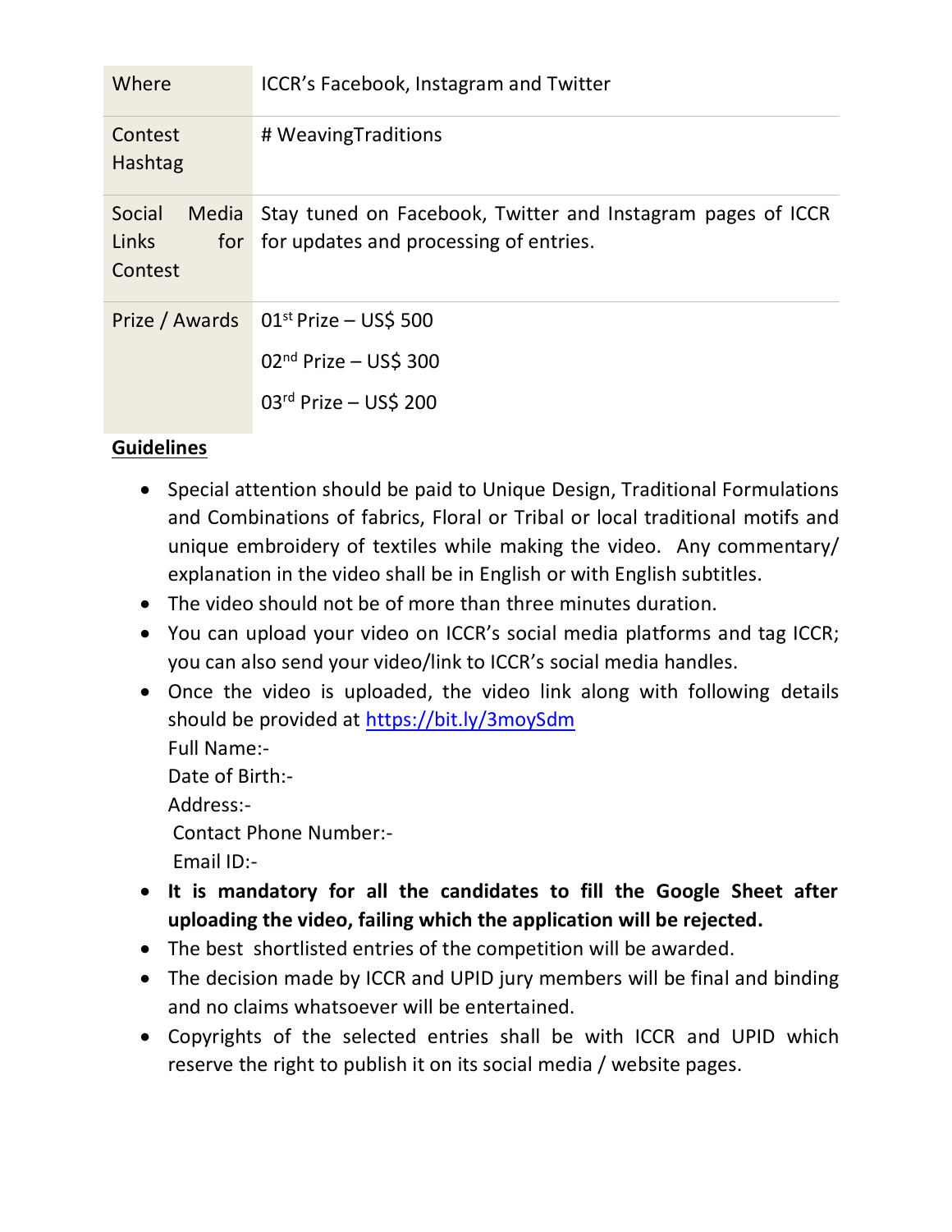| Where | ICCR's Facebook, Instagram and Twitter |
|---|---|
| Contest Hashtag | # WeavingTraditions |
| Social Media Links for Contest | Stay tuned on Facebook, Twitter and Instagram pages of ICCR for updates and processing of entries. |
| Prize / Awards | 01st Prize – US$ 500<br>02nd Prize – US$ 300<br>03rd Prize – US$ 200 |

**Guidelines**

- Special attention should be paid to Unique Design, Traditional Formulations and Combinations of fabrics, Floral or Tribal or local traditional motifs and unique embroidery of textiles while making the video. Any commentary/ explanation in the video shall be in English or with English subtitles.
- The video should not be of more than three minutes duration.
- You can upload your video on ICCR's social media platforms and tag ICCR; you can also send your video/link to ICCR's social media handles.
- Once the video is uploaded, the video link along with following details should be provided at [https://bit.ly/3moySdm](https://bit.ly/3moySdm)
  Full Name:-
  Date of Birth:-
  Address:-
  Contact Phone Number:-
  Email ID:-
- **It is mandatory for all the candidates to fill the Google Sheet after uploading the video, failing which the application will be rejected.**
- The best shortlisted entries of the competition will be awarded.
- The decision made by ICCR and UPID jury members will be final and binding and no claims whatsoever will be entertained.
- Copyrights of the selected entries shall be with ICCR and UPID which reserve the right to publish it on its social media / website pages.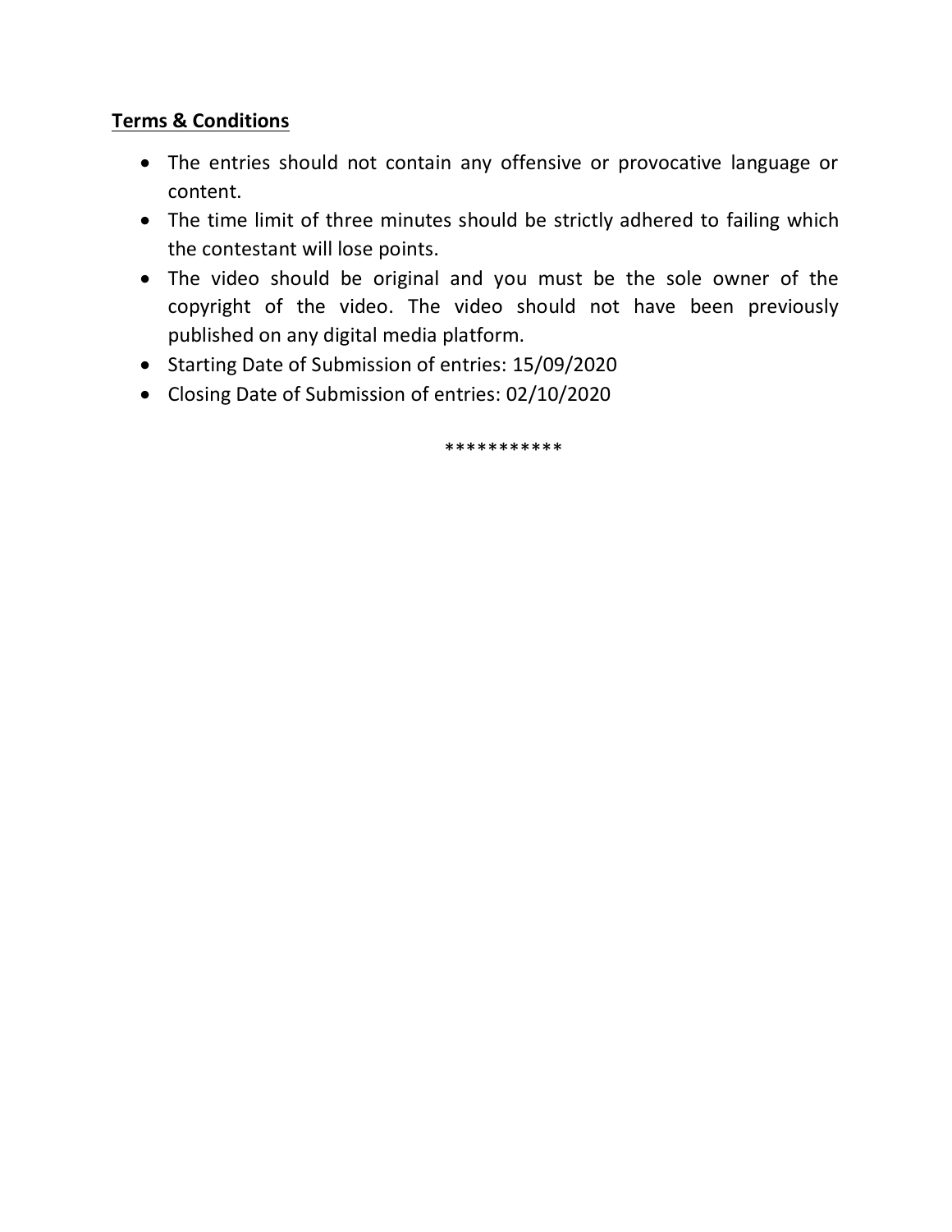**Terms & Conditions**

- The entries should not contain any offensive or provocative language or content.
- The time limit of three minutes should be strictly adhered to failing which the contestant will lose points.
- The video should be original and you must be the sole owner of the copyright of the video. The video should not have been previously published on any digital media platform.
- Starting Date of Submission of entries: 15/09/2020
- Closing Date of Submission of entries: 02/10/2020

***********